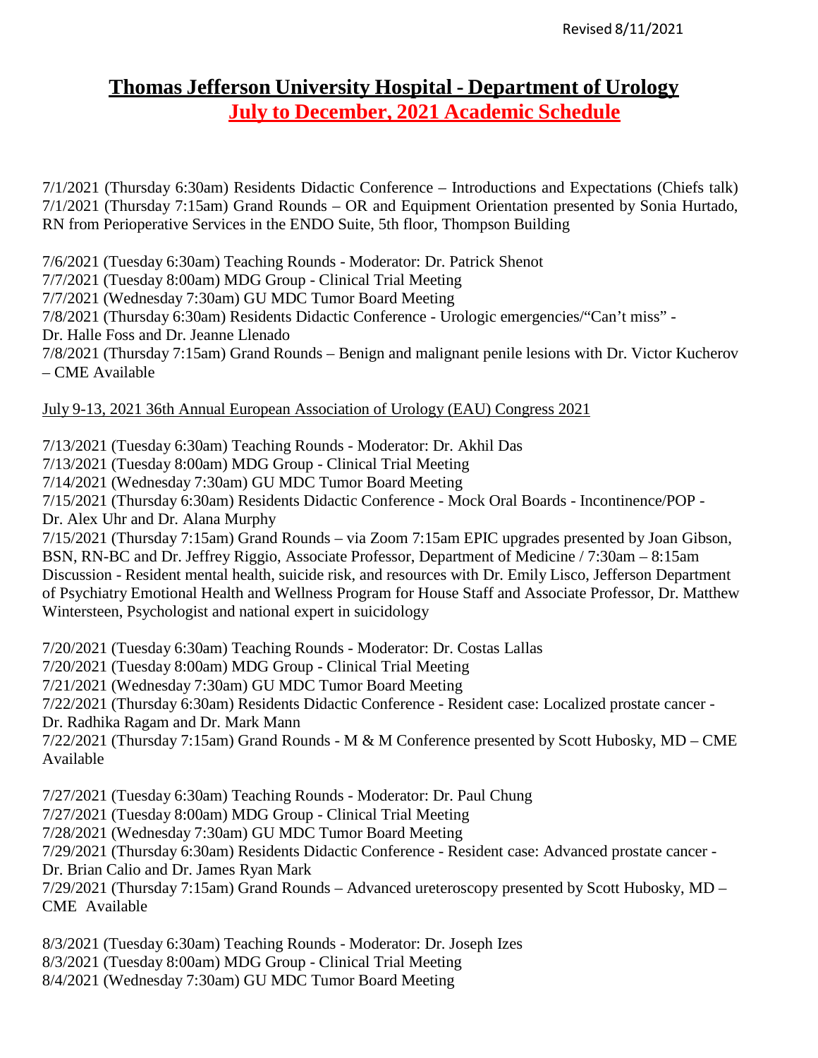Revised 8/11/2021

# Thomas Jefferson University Hospital - Department of Urology

## July to December, 2021 Academic Schedule

7/1/2021 (Thursday 6:30am) Residents Didactic Conference – Introductions and Expectations (Chiefs talk)
7/1/2021 (Thursday 7:15am) Grand Rounds – OR and Equipment Orientation presented by Sonia Hurtado, RN from Perioperative Services in the ENDO Suite, 5th floor, Thompson Building

7/6/2021 (Tuesday 6:30am) Teaching Rounds - Moderator: Dr. Patrick Shenot
7/7/2021 (Tuesday 8:00am) MDG Group - Clinical Trial Meeting
7/7/2021 (Wednesday 7:30am) GU MDC Tumor Board Meeting
7/8/2021 (Thursday 6:30am) Residents Didactic Conference - Urologic emergencies/"Can't miss" - Dr. Halle Foss and Dr. Jeanne Llenado
7/8/2021 (Thursday 7:15am) Grand Rounds – Benign and malignant penile lesions with Dr. Victor Kucherov – CME Available

July 9-13, 2021 36th Annual European Association of Urology (EAU) Congress 2021

7/13/2021 (Tuesday 6:30am) Teaching Rounds - Moderator: Dr. Akhil Das
7/13/2021 (Tuesday 8:00am) MDG Group - Clinical Trial Meeting
7/14/2021 (Wednesday 7:30am) GU MDC Tumor Board Meeting
7/15/2021 (Thursday 6:30am) Residents Didactic Conference - Mock Oral Boards - Incontinence/POP - Dr. Alex Uhr and Dr. Alana Murphy
7/15/2021 (Thursday 7:15am) Grand Rounds – via Zoom 7:15am EPIC upgrades presented by Joan Gibson, BSN, RN-BC and Dr. Jeffrey Riggio, Associate Professor, Department of Medicine / 7:30am – 8:15am Discussion - Resident mental health, suicide risk, and resources with Dr. Emily Lisco, Jefferson Department of Psychiatry Emotional Health and Wellness Program for House Staff and Associate Professor, Dr. Matthew Wintersteen, Psychologist and national expert in suicidology

7/20/2021 (Tuesday 6:30am) Teaching Rounds - Moderator: Dr. Costas Lallas
7/20/2021 (Tuesday 8:00am) MDG Group - Clinical Trial Meeting
7/21/2021 (Wednesday 7:30am) GU MDC Tumor Board Meeting
7/22/2021 (Thursday 6:30am) Residents Didactic Conference - Resident case: Localized prostate cancer - Dr. Radhika Ragam and Dr. Mark Mann
7/22/2021 (Thursday 7:15am) Grand Rounds - M & M Conference presented by Scott Hubosky, MD – CME Available

7/27/2021 (Tuesday 6:30am) Teaching Rounds - Moderator: Dr. Paul Chung
7/27/2021 (Tuesday 8:00am) MDG Group - Clinical Trial Meeting
7/28/2021 (Wednesday 7:30am) GU MDC Tumor Board Meeting
7/29/2021 (Thursday 6:30am) Residents Didactic Conference - Resident case: Advanced prostate cancer - Dr. Brian Calio and Dr. James Ryan Mark
7/29/2021 (Thursday 7:15am) Grand Rounds – Advanced ureteroscopy presented by Scott Hubosky, MD – CME Available

8/3/2021 (Tuesday 6:30am) Teaching Rounds - Moderator: Dr. Joseph Izes
8/3/2021 (Tuesday 8:00am) MDG Group - Clinical Trial Meeting
8/4/2021 (Wednesday 7:30am) GU MDC Tumor Board Meeting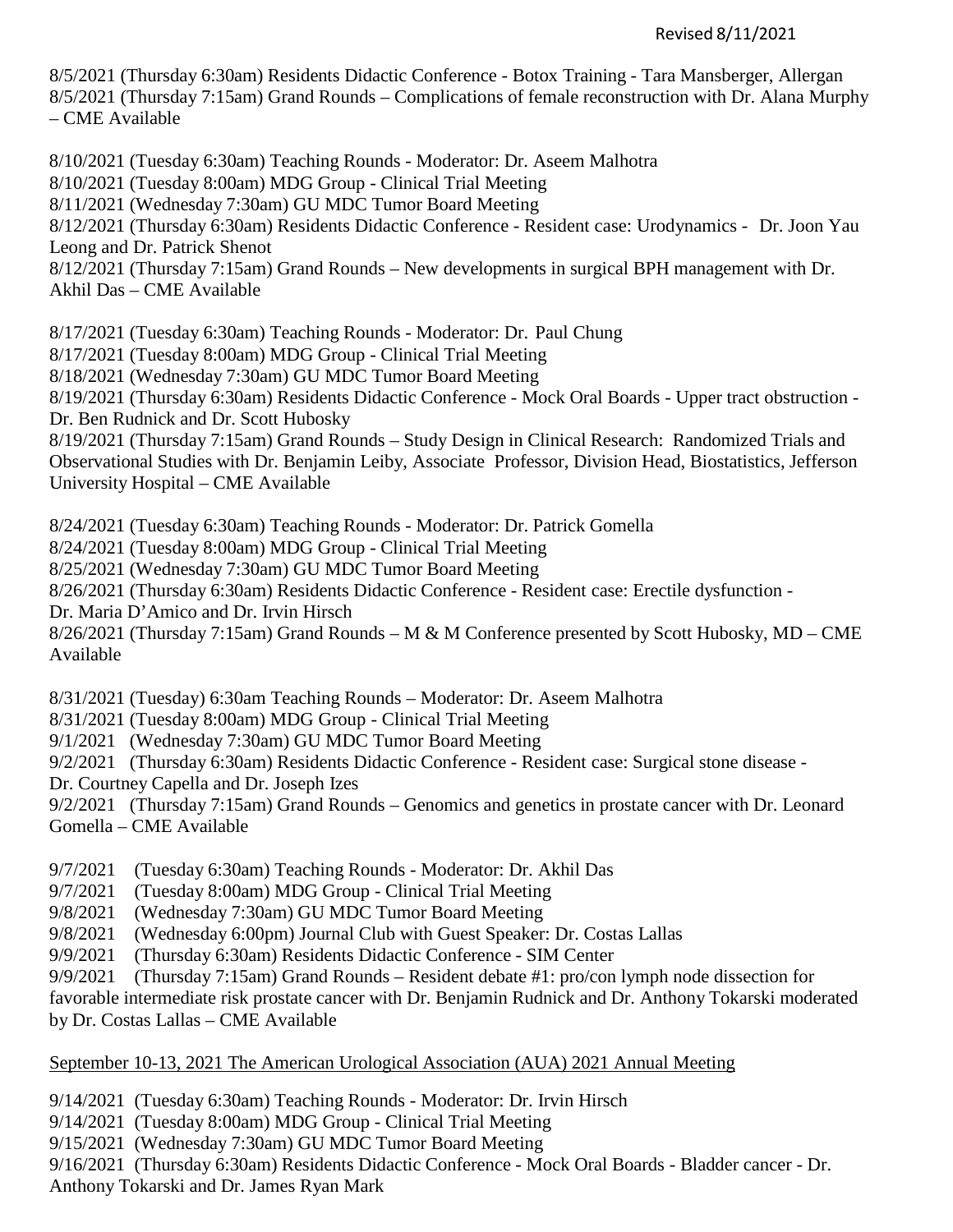Revised 8/11/2021

8/5/2021 (Thursday 6:30am) Residents Didactic Conference - Botox Training - Tara Mansberger, Allergan
8/5/2021 (Thursday 7:15am) Grand Rounds – Complications of female reconstruction with Dr. Alana Murphy – CME Available

8/10/2021 (Tuesday 6:30am) Teaching Rounds - Moderator: Dr. Aseem Malhotra
8/10/2021 (Tuesday 8:00am) MDG Group - Clinical Trial Meeting
8/11/2021 (Wednesday 7:30am) GU MDC Tumor Board Meeting
8/12/2021 (Thursday 6:30am) Residents Didactic Conference - Resident case: Urodynamics - Dr. Joon Yau Leong and Dr. Patrick Shenot
8/12/2021 (Thursday 7:15am) Grand Rounds – New developments in surgical BPH management with Dr. Akhil Das – CME Available

8/17/2021 (Tuesday 6:30am) Teaching Rounds - Moderator: Dr. Paul Chung
8/17/2021 (Tuesday 8:00am) MDG Group - Clinical Trial Meeting
8/18/2021 (Wednesday 7:30am) GU MDC Tumor Board Meeting
8/19/2021 (Thursday 6:30am) Residents Didactic Conference - Mock Oral Boards - Upper tract obstruction - Dr. Ben Rudnick and Dr. Scott Hubosky
8/19/2021 (Thursday 7:15am) Grand Rounds – Study Design in Clinical Research: Randomized Trials and Observational Studies with Dr. Benjamin Leiby, Associate Professor, Division Head, Biostatistics, Jefferson University Hospital – CME Available

8/24/2021 (Tuesday 6:30am) Teaching Rounds - Moderator: Dr. Patrick Gomella
8/24/2021 (Tuesday 8:00am) MDG Group - Clinical Trial Meeting
8/25/2021 (Wednesday 7:30am) GU MDC Tumor Board Meeting
8/26/2021 (Thursday 6:30am) Residents Didactic Conference - Resident case: Erectile dysfunction - Dr. Maria D'Amico and Dr. Irvin Hirsch
8/26/2021 (Thursday 7:15am) Grand Rounds – M & M Conference presented by Scott Hubosky, MD – CME Available

8/31/2021 (Tuesday) 6:30am Teaching Rounds – Moderator: Dr. Aseem Malhotra
8/31/2021 (Tuesday 8:00am) MDG Group - Clinical Trial Meeting
9/1/2021 (Wednesday 7:30am) GU MDC Tumor Board Meeting
9/2/2021 (Thursday 6:30am) Residents Didactic Conference - Resident case: Surgical stone disease - Dr. Courtney Capella and Dr. Joseph Izes
9/2/2021 (Thursday 7:15am) Grand Rounds – Genomics and genetics in prostate cancer with Dr. Leonard Gomella – CME Available

9/7/2021 (Tuesday 6:30am) Teaching Rounds - Moderator: Dr. Akhil Das
9/7/2021 (Tuesday 8:00am) MDG Group - Clinical Trial Meeting
9/8/2021 (Wednesday 7:30am) GU MDC Tumor Board Meeting
9/8/2021 (Wednesday 6:00pm) Journal Club with Guest Speaker: Dr. Costas Lallas
9/9/2021 (Thursday 6:30am) Residents Didactic Conference - SIM Center
9/9/2021 (Thursday 7:15am) Grand Rounds – Resident debate #1: pro/con lymph node dissection for favorable intermediate risk prostate cancer with Dr. Benjamin Rudnick and Dr. Anthony Tokarski moderated by Dr. Costas Lallas – CME Available

<u>September 10-13, 2021 The American Urological Association (AUA) 2021 Annual Meeting</u>

9/14/2021 (Tuesday 6:30am) Teaching Rounds - Moderator: Dr. Irvin Hirsch
9/14/2021 (Tuesday 8:00am) MDG Group - Clinical Trial Meeting
9/15/2021 (Wednesday 7:30am) GU MDC Tumor Board Meeting
9/16/2021 (Thursday 6:30am) Residents Didactic Conference - Mock Oral Boards - Bladder cancer - Dr. Anthony Tokarski and Dr. James Ryan Mark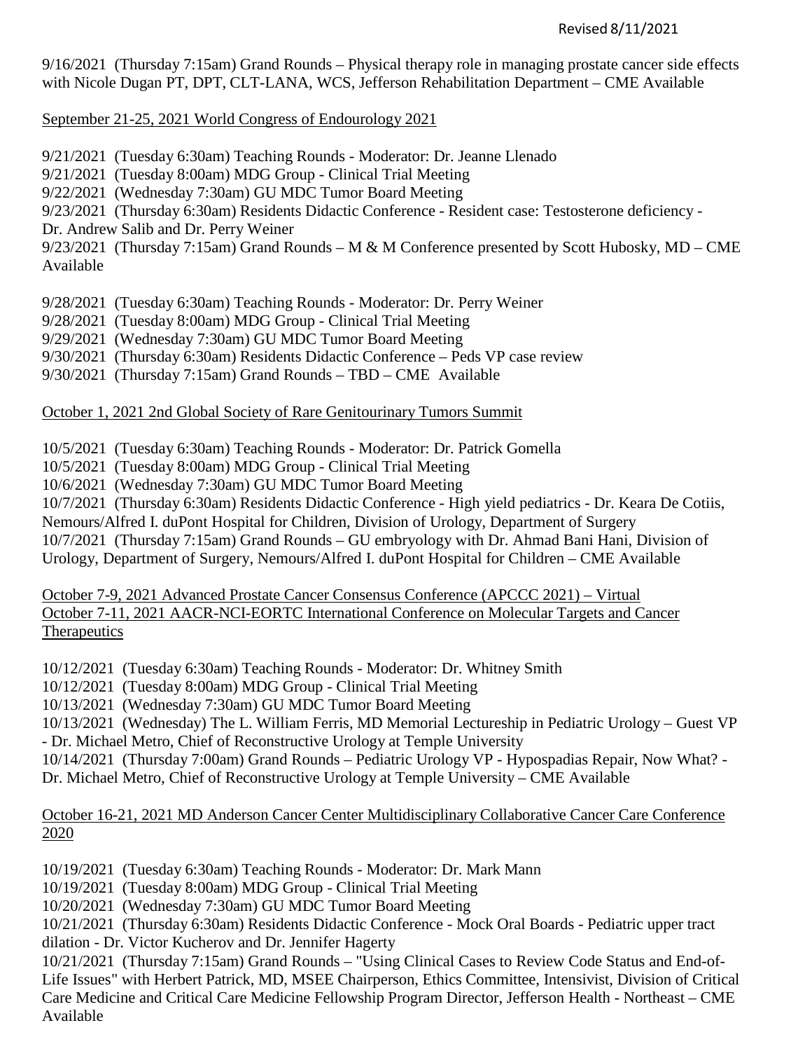Revised 8/11/2021

9/16/2021 (Thursday 7:15am) Grand Rounds – Physical therapy role in managing prostate cancer side effects with Nicole Dugan PT, DPT, CLT-LANA, WCS, Jefferson Rehabilitation Department – CME Available

<u>September 21-25, 2021 World Congress of Endourology 2021</u>

9/21/2021 (Tuesday 6:30am) Teaching Rounds - Moderator: Dr. Jeanne Llenado
9/21/2021 (Tuesday 8:00am) MDG Group - Clinical Trial Meeting
9/22/2021 (Wednesday 7:30am) GU MDC Tumor Board Meeting
9/23/2021 (Thursday 6:30am) Residents Didactic Conference - Resident case: Testosterone deficiency - Dr. Andrew Salib and Dr. Perry Weiner
9/23/2021 (Thursday 7:15am) Grand Rounds – M & M Conference presented by Scott Hubosky, MD – CME Available

9/28/2021 (Tuesday 6:30am) Teaching Rounds - Moderator: Dr. Perry Weiner
9/28/2021 (Tuesday 8:00am) MDG Group - Clinical Trial Meeting
9/29/2021 (Wednesday 7:30am) GU MDC Tumor Board Meeting
9/30/2021 (Thursday 6:30am) Residents Didactic Conference – Peds VP case review
9/30/2021 (Thursday 7:15am) Grand Rounds – TBD – CME Available

<u>October 1, 2021 2nd Global Society of Rare Genitourinary Tumors Summit</u>

10/5/2021 (Tuesday 6:30am) Teaching Rounds - Moderator: Dr. Patrick Gomella
10/5/2021 (Tuesday 8:00am) MDG Group - Clinical Trial Meeting
10/6/2021 (Wednesday 7:30am) GU MDC Tumor Board Meeting
10/7/2021 (Thursday 6:30am) Residents Didactic Conference - High yield pediatrics - Dr. Keara De Cotiis, Nemours/Alfred I. duPont Hospital for Children, Division of Urology, Department of Surgery
10/7/2021 (Thursday 7:15am) Grand Rounds – GU embryology with Dr. Ahmad Bani Hani, Division of Urology, Department of Surgery, Nemours/Alfred I. duPont Hospital for Children – CME Available

<u>October 7-9, 2021 Advanced Prostate Cancer Consensus Conference (APCCC 2021) – Virtual</u>
<u>October 7-11, 2021 AACR-NCI-EORTC International Conference on Molecular Targets and Cancer Therapeutics</u>

10/12/2021 (Tuesday 6:30am) Teaching Rounds - Moderator: Dr. Whitney Smith
10/12/2021 (Tuesday 8:00am) MDG Group - Clinical Trial Meeting
10/13/2021 (Wednesday 7:30am) GU MDC Tumor Board Meeting
10/13/2021 (Wednesday) The L. William Ferris, MD Memorial Lectureship in Pediatric Urology – Guest VP - Dr. Michael Metro, Chief of Reconstructive Urology at Temple University
10/14/2021 (Thursday 7:00am) Grand Rounds – Pediatric Urology VP - Hypospadias Repair, Now What? - Dr. Michael Metro, Chief of Reconstructive Urology at Temple University – CME Available

<u>October 16-21, 2021 MD Anderson Cancer Center Multidisciplinary Collaborative Cancer Care Conference 2020</u>

10/19/2021 (Tuesday 6:30am) Teaching Rounds - Moderator: Dr. Mark Mann
10/19/2021 (Tuesday 8:00am) MDG Group - Clinical Trial Meeting
10/20/2021 (Wednesday 7:30am) GU MDC Tumor Board Meeting
10/21/2021 (Thursday 6:30am) Residents Didactic Conference - Mock Oral Boards - Pediatric upper tract dilation - Dr. Victor Kucherov and Dr. Jennifer Hagerty
10/21/2021 (Thursday 7:15am) Grand Rounds – "Using Clinical Cases to Review Code Status and End-of-Life Issues" with Herbert Patrick, MD, MSEE Chairperson, Ethics Committee, Intensivist, Division of Critical Care Medicine and Critical Care Medicine Fellowship Program Director, Jefferson Health - Northeast – CME Available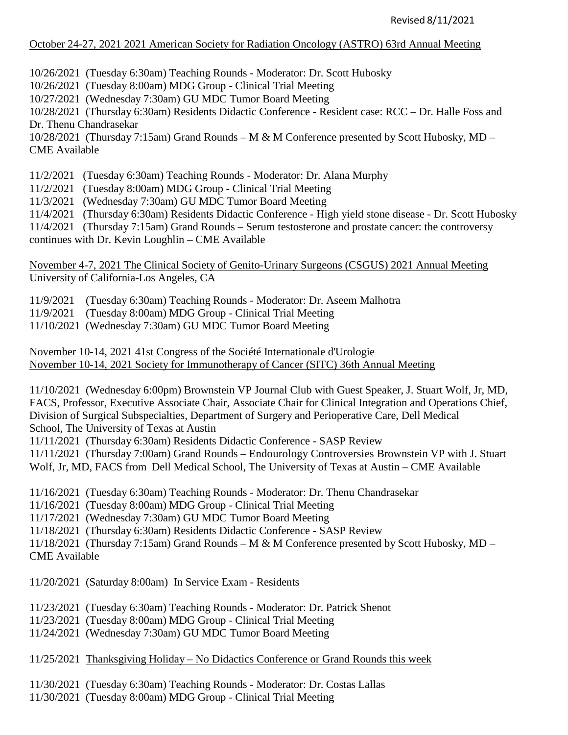Revised 8/11/2021

<u>October 24-27, 2021 2021 American Society for Radiation Oncology (ASTRO) 63rd Annual Meeting</u>

10/26/2021 (Tuesday 6:30am) Teaching Rounds - Moderator: Dr. Scott Hubosky
10/26/2021 (Tuesday 8:00am) MDG Group - Clinical Trial Meeting
10/27/2021 (Wednesday 7:30am) GU MDC Tumor Board Meeting
10/28/2021 (Thursday 6:30am) Residents Didactic Conference - Resident case: RCC – Dr. Halle Foss and Dr. Thenu Chandrasekar
10/28/2021 (Thursday 7:15am) Grand Rounds – M & M Conference presented by Scott Hubosky, MD – CME Available

11/2/2021 (Tuesday 6:30am) Teaching Rounds - Moderator: Dr. Alana Murphy
11/2/2021 (Tuesday 8:00am) MDG Group - Clinical Trial Meeting
11/3/2021 (Wednesday 7:30am) GU MDC Tumor Board Meeting
11/4/2021 (Thursday 6:30am) Residents Didactic Conference - High yield stone disease - Dr. Scott Hubosky
11/4/2021 (Thursday 7:15am) Grand Rounds – Serum testosterone and prostate cancer: the controversy continues with Dr. Kevin Loughlin – CME Available

<u>November 4-7, 2021 The Clinical Society of Genito-Urinary Surgeons (CSGUS) 2021 Annual Meeting University of California-Los Angeles, CA</u>

11/9/2021 (Tuesday 6:30am) Teaching Rounds - Moderator: Dr. Aseem Malhotra
11/9/2021 (Tuesday 8:00am) MDG Group - Clinical Trial Meeting
11/10/2021 (Wednesday 7:30am) GU MDC Tumor Board Meeting

<u>November 10-14, 2021 41st Congress of the Société Internationale d'Urologie</u>
<u>November 10-14, 2021 Society for Immunotherapy of Cancer (SITC) 36th Annual Meeting</u>

11/10/2021 (Wednesday 6:00pm) Brownstein VP Journal Club with Guest Speaker, J. Stuart Wolf, Jr, MD, FACS, Professor, Executive Associate Chair, Associate Chair for Clinical Integration and Operations Chief, Division of Surgical Subspecialties, Department of Surgery and Perioperative Care, Dell Medical School, The University of Texas at Austin
11/11/2021 (Thursday 6:30am) Residents Didactic Conference - SASP Review
11/11/2021 (Thursday 7:00am) Grand Rounds – Endourology Controversies Brownstein VP with J. Stuart Wolf, Jr, MD, FACS from Dell Medical School, The University of Texas at Austin – CME Available

11/16/2021 (Tuesday 6:30am) Teaching Rounds - Moderator: Dr. Thenu Chandrasekar
11/16/2021 (Tuesday 8:00am) MDG Group - Clinical Trial Meeting
11/17/2021 (Wednesday 7:30am) GU MDC Tumor Board Meeting
11/18/2021 (Thursday 6:30am) Residents Didactic Conference - SASP Review
11/18/2021 (Thursday 7:15am) Grand Rounds – M & M Conference presented by Scott Hubosky, MD – CME Available

11/20/2021 (Saturday 8:00am) In Service Exam - Residents

11/23/2021 (Tuesday 6:30am) Teaching Rounds - Moderator: Dr. Patrick Shenot
11/23/2021 (Tuesday 8:00am) MDG Group - Clinical Trial Meeting
11/24/2021 (Wednesday 7:30am) GU MDC Tumor Board Meeting

11/25/2021 <u>Thanksgiving Holiday – No Didactics Conference or Grand Rounds this week</u>

11/30/2021 (Tuesday 6:30am) Teaching Rounds - Moderator: Dr. Costas Lallas
11/30/2021 (Tuesday 8:00am) MDG Group - Clinical Trial Meeting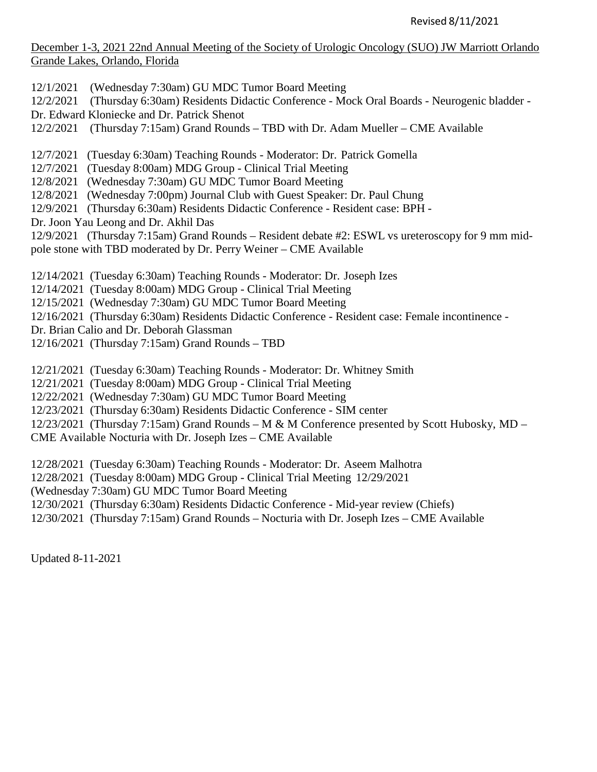Revised 8/11/2021

<u>December 1-3, 2021 22nd Annual Meeting of the Society of Urologic Oncology (SUO) JW Marriott Orlando Grande Lakes, Orlando, Florida</u>

12/1/2021 (Wednesday 7:30am) GU MDC Tumor Board Meeting
12/2/2021 (Thursday 6:30am) Residents Didactic Conference - Mock Oral Boards - Neurogenic bladder - Dr. Edward Kloniecke and Dr. Patrick Shenot
12/2/2021 (Thursday 7:15am) Grand Rounds – TBD with Dr. Adam Mueller – CME Available

12/7/2021 (Tuesday 6:30am) Teaching Rounds - Moderator: Dr. Patrick Gomella
12/7/2021 (Tuesday 8:00am) MDG Group - Clinical Trial Meeting
12/8/2021 (Wednesday 7:30am) GU MDC Tumor Board Meeting
12/8/2021 (Wednesday 7:00pm) Journal Club with Guest Speaker: Dr. Paul Chung
12/9/2021 (Thursday 6:30am) Residents Didactic Conference - Resident case: BPH - Dr. Joon Yau Leong and Dr. Akhil Das
12/9/2021 (Thursday 7:15am) Grand Rounds – Resident debate #2: ESWL vs ureteroscopy for 9 mm mid-pole stone with TBD moderated by Dr. Perry Weiner – CME Available

12/14/2021 (Tuesday 6:30am) Teaching Rounds - Moderator: Dr. Joseph Izes
12/14/2021 (Tuesday 8:00am) MDG Group - Clinical Trial Meeting
12/15/2021 (Wednesday 7:30am) GU MDC Tumor Board Meeting
12/16/2021 (Thursday 6:30am) Residents Didactic Conference - Resident case: Female incontinence - Dr. Brian Calio and Dr. Deborah Glassman
12/16/2021 (Thursday 7:15am) Grand Rounds – TBD

12/21/2021 (Tuesday 6:30am) Teaching Rounds - Moderator: Dr. Whitney Smith
12/21/2021 (Tuesday 8:00am) MDG Group - Clinical Trial Meeting
12/22/2021 (Wednesday 7:30am) GU MDC Tumor Board Meeting
12/23/2021 (Thursday 6:30am) Residents Didactic Conference - SIM center
12/23/2021 (Thursday 7:15am) Grand Rounds – M & M Conference presented by Scott Hubosky, MD – CME Available Nocturia with Dr. Joseph Izes – CME Available

12/28/2021 (Tuesday 6:30am) Teaching Rounds - Moderator: Dr. Aseem Malhotra
12/28/2021 (Tuesday 8:00am) MDG Group - Clinical Trial Meeting 12/29/2021 (Wednesday 7:30am) GU MDC Tumor Board Meeting
12/30/2021 (Thursday 6:30am) Residents Didactic Conference - Mid-year review (Chiefs)
12/30/2021 (Thursday 7:15am) Grand Rounds – Nocturia with Dr. Joseph Izes – CME Available

Updated 8-11-2021